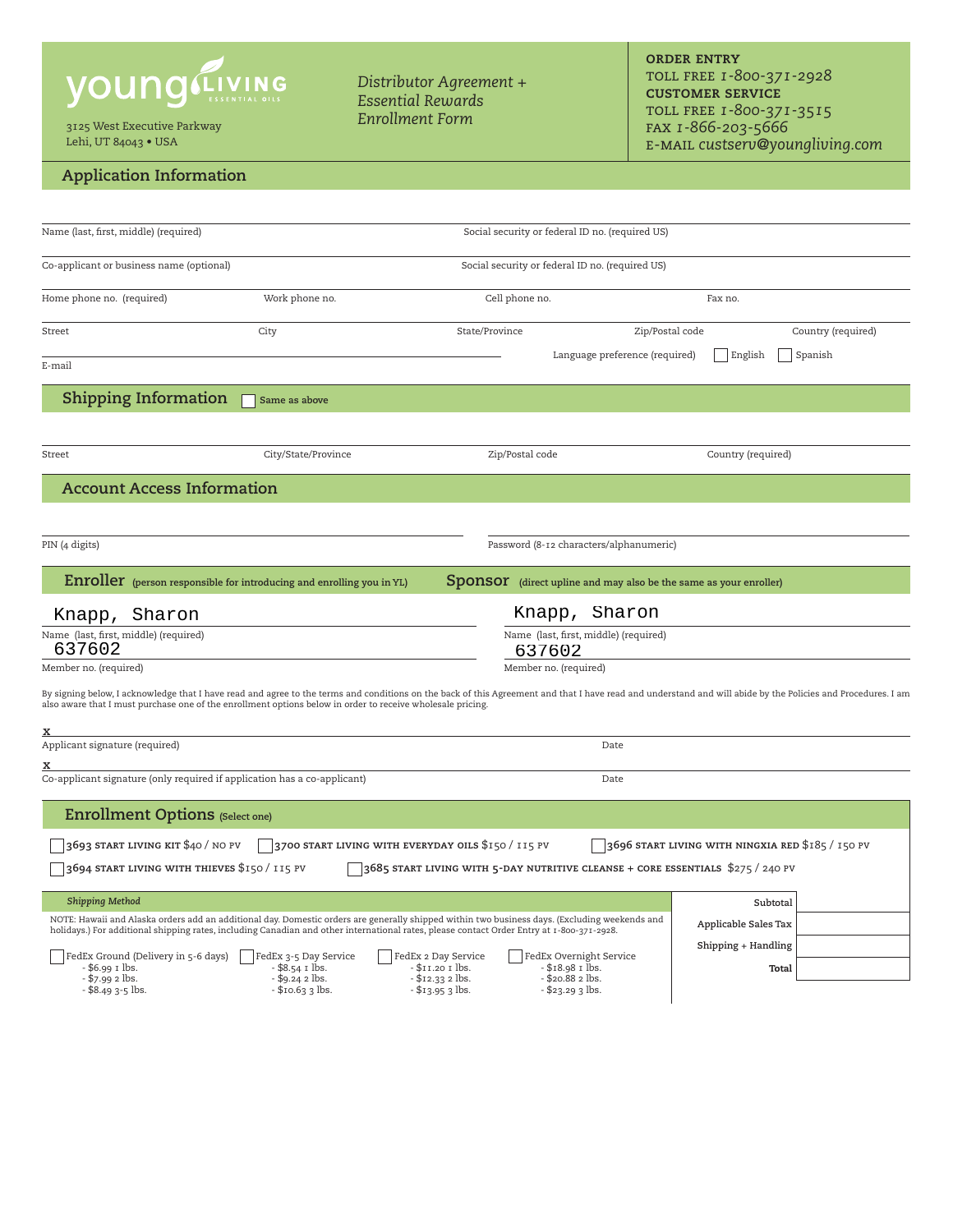young LIVING ESSENTIAL OILS

3125 West Executive Parkway
Lehi, UT 84043 • USA

*Distributor Agreement + Essential Rewards Enrollment Form*

**ORDER ENTRY**
TOLL FREE 1-800-371-2928
**CUSTOMER SERVICE**
TOLL FREE 1-800-371-3515
FAX 1-866-203-5666
E-MAIL *custserv@youngliving.com*

## Application Information

Name (last, first, middle) (required)

Social security or federal ID no. (required US)

Co-applicant or business name (optional)

Social security or federal ID no. (required US)

Home phone no. (required) | Work phone no. | Cell phone no. | Fax no.

Street | City | State/Province | Zip/Postal code | Country (required)

E-mail

Language preference (required) ☐ English ☐ Spanish

## Shipping Information ☐ Same as above

Street | City/State/Province | Zip/Postal code | Country (required)

## Account Access Information

PIN (4 digits)

Password (8-12 characters/alphanumeric)

## Enroller (person responsible for introducing and enrolling you in YL)

Knapp, Sharon
Name (last, first, middle) (required)

637602
Member no. (required)

## Sponsor (direct upline and may also be the same as your enroller)

Knapp, Sharon
Name (last, first, middle) (required)

637602
Member no. (required)

By signing below, I acknowledge that I have read and agree to the terms and conditions on the back of this Agreement and that I have read and understand and will abide by the Policies and Procedures. I am also aware that I must purchase one of the enrollment options below in order to receive wholesale pricing.

x
Applicant signature (required) Date

x
Co-applicant signature (only required if application has a co-applicant) Date

## Enrollment Options (Select one)

- ☐ **3693 START LIVING KIT** $40 / NO PV
- ☐ **3700 START LIVING WITH EVERYDAY OILS** $150 / 115 PV
- ☐ **3696 START LIVING WITH NINGXIA RED** $185 / 150 PV
- ☐ **3694 START LIVING WITH THIEVES** $150 / 115 PV
- ☐ **3685 START LIVING WITH 5-DAY NUTRITIVE CLEANSE + CORE ESSENTIALS** $275 / 240 PV

*Shipping Method*

NOTE: Hawaii and Alaska orders add an additional day. Domestic orders are generally shipped within two business days. (Excluding weekends and holidays.) For additional shipping rates, including Canadian and other international rates, please contact Order Entry at 1-800-371-2928.

| ☐ FedEx Ground (Delivery in 5-6 days) | ☐ FedEx 3-5 Day Service | ☐ FedEx 2 Day Service | ☐ FedEx Overnight Service |
|---|---|---|---|
| - $6.99 1 lbs. | - $8.54 1 lbs. | - $11.20 1 lbs. | - $18.98 1 lbs. |
| - $7.99 2 lbs. | - $9.24 2 lbs. | - $12.33 2 lbs. | - $20.88 2 lbs. |
| - $8.49 3-5 lbs. | - $10.63 3 lbs. | - $13.95 3 lbs. | - $23.29 3 lbs. |

| | |
|---|---|
| Subtotal | |
| Applicable Sales Tax | |
| Shipping + Handling | |
| **Total** | |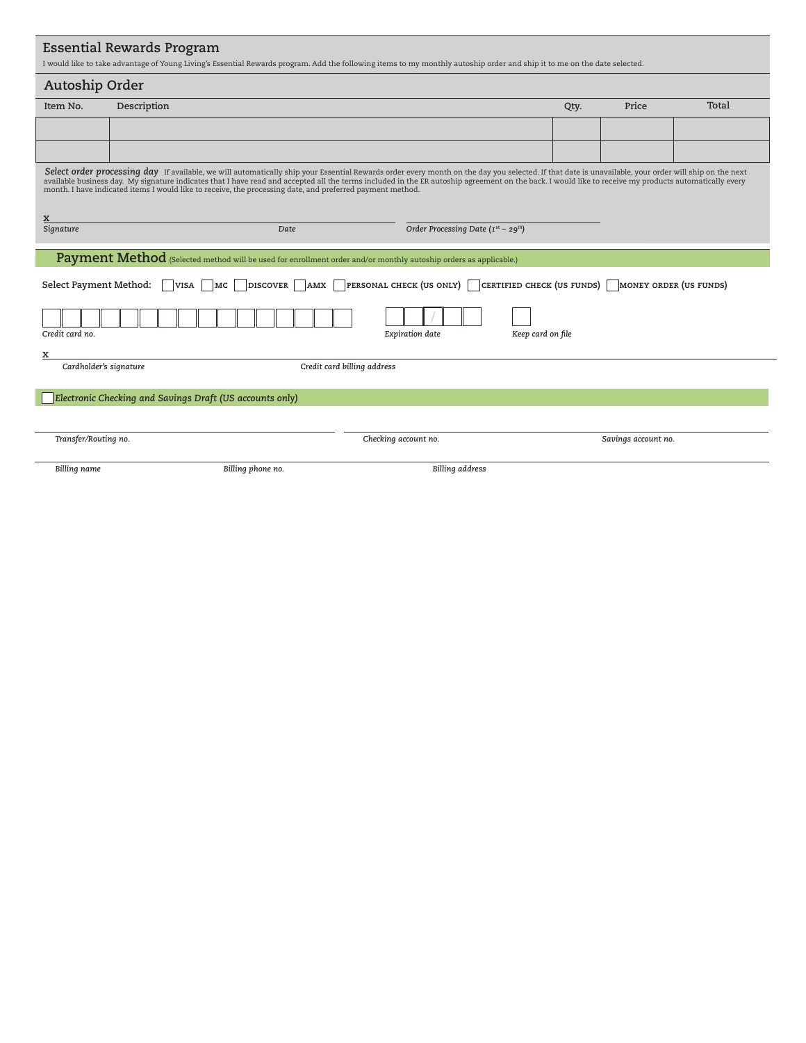## Essential Rewards Program

I would like to take advantage of Young Living's Essential Rewards program. Add the following items to my monthly autoship order and ship it to me on the date selected.

## Autoship Order

| Item No. | Description | Qty. | Price | Total |
|---|---|---|---|---|
| | | | | |
| | | | | |

***Select order processing day*** If available, we will automatically ship your Essential Rewards order every month on the day you selected. If that date is unavailable, your order will ship on the next available business day. My signature indicates that I have read and accepted all the terms included in the ER autoship agreement on the back. I would like to receive my products automatically every month. I have indicated items I would like to receive, the processing date, and preferred payment method.

x

*Signature* *Date* *Order Processing Date (1st – 29th)*

## Payment Method

(Selected method will be used for enrollment order and/or monthly autoship orders as applicable.)

Select Payment Method: ☐ VISA ☐ MC ☐ DISCOVER ☐ AMX ☐ PERSONAL CHECK (US ONLY) ☐ CERTIFIED CHECK (US FUNDS) ☐ MONEY ORDER (US FUNDS)

*Credit card no.* *Expiration date* ☐ *Keep card on file*

x

*Cardholder's signature* *Credit card billing address*

☐ *Electronic Checking and Savings Draft (US accounts only)*

*Transfer/Routing no.* *Checking account no.* *Savings account no.*

*Billing name* *Billing phone no.* *Billing address*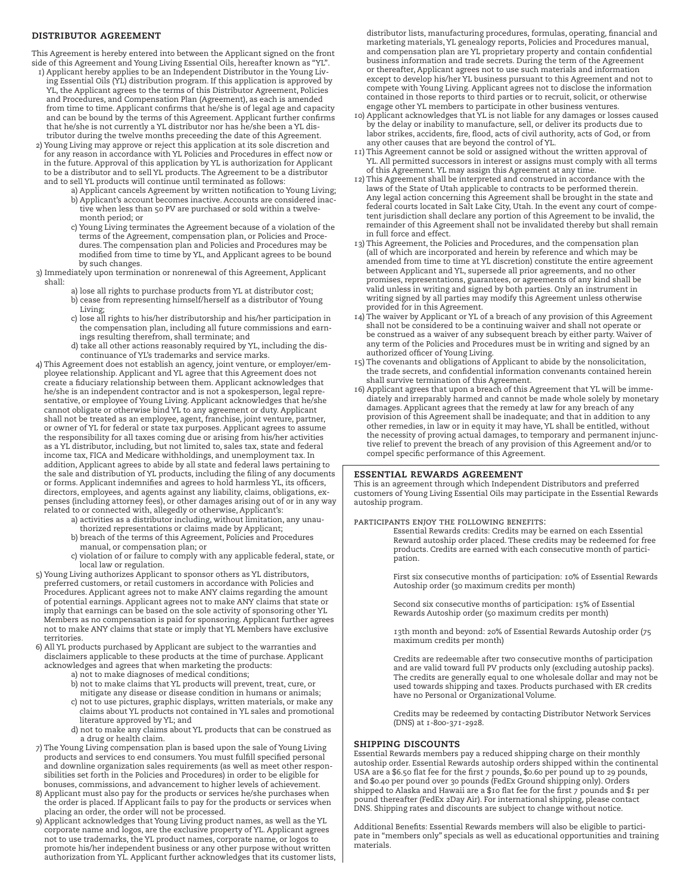## DISTRIBUTOR AGREEMENT

This Agreement is hereby entered into between the Applicant signed on the front side of this Agreement and Young Living Essential Oils, hereafter known as "YL".

1) Applicant hereby applies to be an Independent Distributor in the Young Living Essential Oils (YL) distribution program. If this application is approved by YL, the Applicant agrees to the terms of this Distributor Agreement, Policies and Procedures, and Compensation Plan (Agreement), as each is amended from time to time. Applicant confirms that he/she is of legal age and capacity and can be bound by the terms of this Agreement. Applicant further confirms that he/she is not currently a YL distributor nor has he/she been a YL distributor during the twelve months preceeding the date of this Agreement.
2) Young Living may approve or reject this application at its sole discretion and for any reason in accordance with YL Policies and Procedures in effect now or in the future. Approval of this application by YL is authorization for Applicant to be a distributor and to sell YL products. The Agreement to be a distributor and to sell YL products will continue until terminated as follows:
   - a) Applicant cancels Agreement by written notification to Young Living;
   - b) Applicant's account becomes inactive. Accounts are considered inactive when less than 50 PV are purchased or sold within a twelve-month period; or
   - c) Young Living terminates the Agreement because of a violation of the terms of the Agreement, compensation plan, or Policies and Procedures. The compensation plan and Policies and Procedures may be modified from time to time by YL, and Applicant agrees to be bound by such changes.
3) Immediately upon termination or nonrenewal of this Agreement, Applicant shall:
   - a) lose all rights to purchase products from YL at distributor cost;
   - b) cease from representing himself/herself as a distributor of Young Living;
   - c) lose all rights to his/her distributorship and his/her participation in the compensation plan, including all future commissions and earnings resulting therefrom, shall terminate; and
   - d) take all other actions reasonably required by YL, including the discontinuance of YL's trademarks and service marks.
4) This Agreement does not establish an agency, joint venture, or employer/employee relationship. Applicant and YL agree that this Agreement does not create a fiduciary relationship between them. Applicant acknowledges that he/she is an independent contractor and is not a spokesperson, legal representative, or employee of Young Living. Applicant acknowledges that he/she cannot obligate or otherwise bind YL to any agreement or duty. Applicant shall not be treated as an employee, agent, franchise, joint venture, partner, or owner of YL for federal or state tax purposes. Applicant agrees to assume the responsibility for all taxes coming due or arising from his/her activities as a YL distributor, including, but not limited to, sales tax, state and federal income tax, FICA and Medicare withholdings, and unemployment tax. In addition, Applicant agrees to abide by all state and federal laws pertaining to the sale and distribution of YL products, including the filing of any documents or forms. Applicant indemnifies and agrees to hold harmless YL, its officers, directors, employees, and agents against any liability, claims, obligations, expenses (including attorney fees), or other damages arising out of or in any way related to or connected with, allegedly or otherwise, Applicant's:
   - a) activities as a distributor including, without limitation, any unauthorized representations or claims made by Applicant;
   - b) breach of the terms of this Agreement, Policies and Procedures manual, or compensation plan; or
   - c) violation of or failure to comply with any applicable federal, state, or local law or regulation.
5) Young Living authorizes Applicant to sponsor others as YL distributors, preferred customers, or retail customers in accordance with Policies and Procedures. Applicant agrees not to make ANY claims regarding the amount of potential earnings. Applicant agrees not to make ANY claims that state or imply that earnings can be based on the sole activity of sponsoring other YL Members as no compensation is paid for sponsoring. Applicant further agrees not to make ANY claims that state or imply that YL Members have exclusive territories.
6) All YL products purchased by Applicant are subject to the warranties and disclaimers applicable to these products at the time of purchase. Applicant acknowledges and agrees that when marketing the products:
   - a) not to make diagnoses of medical conditions;
   - b) not to make claims that YL products will prevent, treat, cure, or mitigate any disease or disease condition in humans or animals;
   - c) not to use pictures, graphic displays, written materials, or make any claims about YL products not contained in YL sales and promotional literature approved by YL; and
   - d) not to make any claims about YL products that can be construed as a drug or health claim.
7) The Young Living compensation plan is based upon the sale of Young Living products and services to end consumers. You must fulfill specified personal and downline organization sales requirements (as well as meet other responsibilities set forth in the Policies and Procedures) in order to be eligible for bonuses, commissions, and advancement to higher levels of achievement.
8) Applicant must also pay for the products or services he/she purchases when the order is placed. If Applicant fails to pay for the products or services when placing an order, the order will not be processed.
9) Applicant acknowledges that Young Living product names, as well as the YL corporate name and logos, are the exclusive property of YL. Applicant agrees not to use trademarks, the YL product names, corporate name, or logos to promote his/her independent business or any other purpose without written authorization from YL. Applicant further acknowledges that its customer lists, distributor lists, manufacturing procedures, formulas, operating, financial and marketing materials, YL genealogy reports, Policies and Procedures manual, and compensation plan are YL proprietary property and contain confidential business information and trade secrets. During the term of the Agreement or thereafter, Applicant agrees not to use such materials and information except to develop his/her YL business pursuant to this Agreement and not to compete with Young Living. Applicant agrees not to disclose the information contained in those reports to third parties or to recruit, solicit, or otherwise engage other YL members to participate in other business ventures.
10) Applicant acknowledges that YL is not liable for any damages or losses caused by the delay or inability to manufacture, sell, or deliver its products due to labor strikes, accidents, fire, flood, acts of civil authority, acts of God, or from any other causes that are beyond the control of YL.
11) This Agreement cannot be sold or assigned without the written approval of YL. All permitted successors in interest or assigns must comply with all terms of this Agreement. YL may assign this Agreement at any time.
12) This Agreement shall be interpreted and construed in accordance with the laws of the State of Utah applicable to contracts to be performed therein. Any legal action concerning this Agreement shall be brought in the state and federal courts located in Salt Lake City, Utah. In the event any court of competent jurisdiction shall declare any portion of this Agreement to be invalid, the remainder of this Agreement shall not be invalidated thereby but shall remain in full force and effect.
13) This Agreement, the Policies and Procedures, and the compensation plan (all of which are incorporated and herein by reference and which may be amended from time to time at YL discretion) constitute the entire agreement between Applicant and YL, supersede all prior agreements, and no other promises, representations, guarantees, or agreements of any kind shall be valid unless in writing and signed by both parties. Only an instrument in writing signed by all parties may modify this Agreement unless otherwise provided for in this Agreement.
14) The waiver by Applicant or YL of a breach of any provision of this Agreement shall not be considered to be a continuing waiver and shall not operate or be construed as a waiver of any subsequent breach by either party. Waiver of any term of the Policies and Procedures must be in writing and signed by an authorized officer of Young Living.
15) The covenants and obligations of Applicant to abide by the nonsolicitation, the trade secrets, and confidential information convenants contained herein shall survive termination of this Agreement.
16) Applicant agrees that upon a breach of this Agreement that YL will be immediately and irreparably harmed and cannot be made whole solely by monetary damages. Applicant agrees that the remedy at law for any breach of any provision of this Agreement shall be inadequate; and that in addition to any other remedies, in law or in equity it may have, YL shall be entitled, without the necessity of proving actual damages, to temporary and permanent injunctive relief to prevent the breach of any provision of this Agreement and/or to compel specific performance of this Agreement.

## ESSENTIAL REWARDS AGREEMENT

This is an agreement through which Independent Distributors and preferred customers of Young Living Essential Oils may participate in the Essential Rewards autoship program.

### PARTICIPANTS ENJOY THE FOLLOWING BENEFITS:

Essential Rewards credits: Credits may be earned on each Essential Reward autoship order placed. These credits may be redeemed for free products. Credits are earned with each consecutive month of participation.

First six consecutive months of participation: 10% of Essential Rewards Autoship order (30 maximum credits per month)

Second six consecutive months of participation: 15% of Essential Rewards Autoship order (50 maximum credits per month)

13th month and beyond: 20% of Essential Rewards Autoship order (75 maximum credits per month)

Credits are redeemable after two consecutive months of participation and are valid toward full PV products only (excluding autoship packs). The credits are generally equal to one wholesale dollar and may not be used towards shipping and taxes. Products purchased with ER credits have no Personal or Organizational Volume.

Credits may be redeemed by contacting Distributor Network Services (DNS) at 1-800-371-2928.

## SHIPPING DISCOUNTS

Essential Rewards members pay a reduced shipping charge on their monthly autoship order. Essential Rewards autoship orders shipped within the continental USA are a $6.50 flat fee for the first 7 pounds, $0.60 per pound up to 29 pounds, and $0.40 per pound over 30 pounds (FedEx Ground shipping only). Orders shipped to Alaska and Hawaii are a $10 flat fee for the first 7 pounds and $1 per pound thereafter (FedEx 2Day Air). For international shipping, please contact DNS. Shipping rates and discounts are subject to change without notice.

Additional Benefits: Essential Rewards members will also be eligible to participate in "members only" specials as well as educational opportunities and training materials.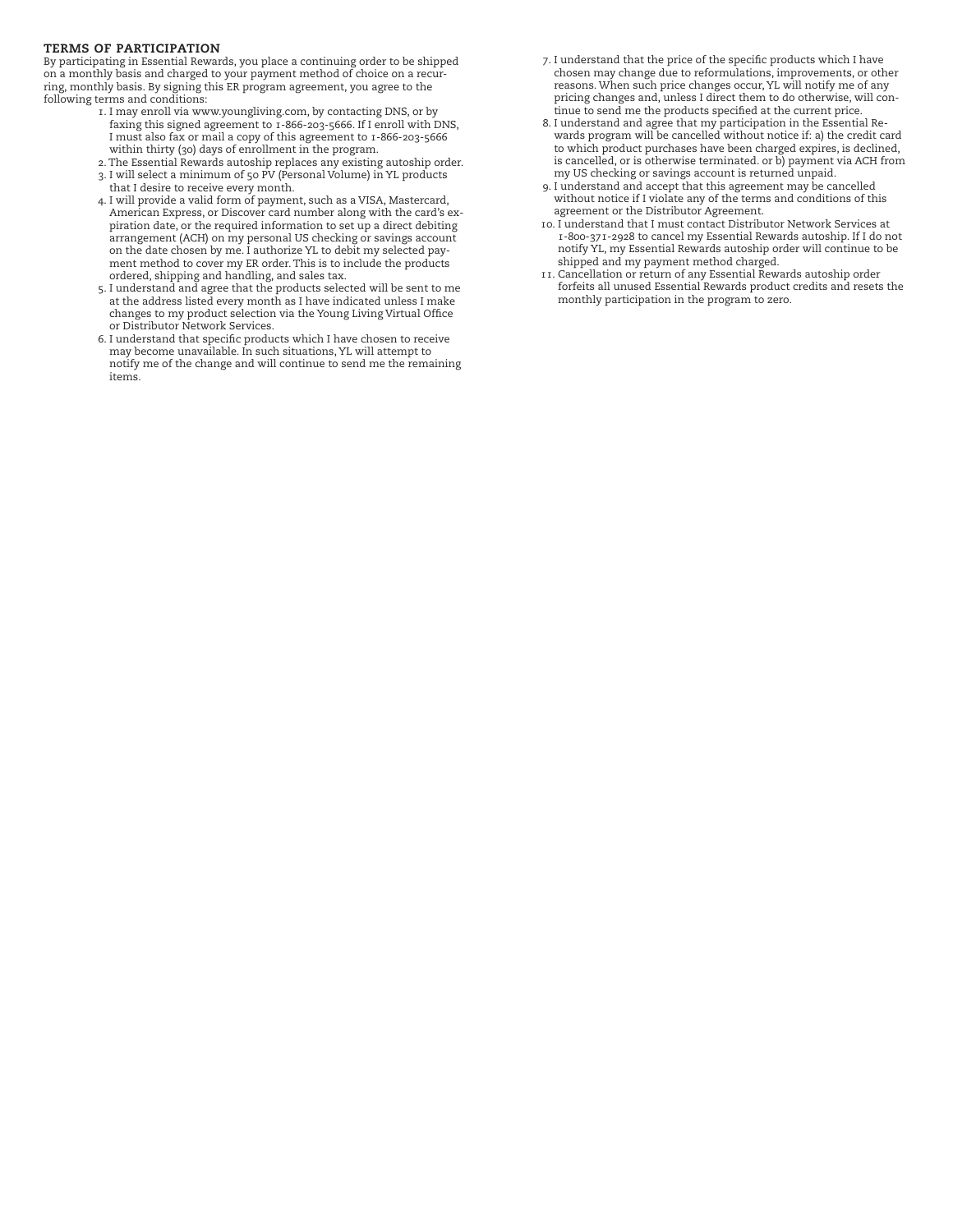## TERMS OF PARTICIPATION

By participating in Essential Rewards, you place a continuing order to be shipped on a monthly basis and charged to your payment method of choice on a recurring, monthly basis. By signing this ER program agreement, you agree to the following terms and conditions:

1. I may enroll via www.youngliving.com, by contacting DNS, or by faxing this signed agreement to 1-866-203-5666. If I enroll with DNS, I must also fax or mail a copy of this agreement to 1-866-203-5666 within thirty (30) days of enrollment in the program.
2. The Essential Rewards autoship replaces any existing autoship order.
3. I will select a minimum of 50 PV (Personal Volume) in YL products that I desire to receive every month.
4. I will provide a valid form of payment, such as a VISA, Mastercard, American Express, or Discover card number along with the card's expiration date, or the required information to set up a direct debiting arrangement (ACH) on my personal US checking or savings account on the date chosen by me. I authorize YL to debit my selected payment method to cover my ER order. This is to include the products ordered, shipping and handling, and sales tax.
5. I understand and agree that the products selected will be sent to me at the address listed every month as I have indicated unless I make changes to my product selection via the Young Living Virtual Office or Distributor Network Services.
6. I understand that specific products which I have chosen to receive may become unavailable. In such situations, YL will attempt to notify me of the change and will continue to send me the remaining items.
7. I understand that the price of the specific products which I have chosen may change due to reformulations, improvements, or other reasons. When such price changes occur, YL will notify me of any pricing changes and, unless I direct them to do otherwise, will continue to send me the products specified at the current price.
8. I understand and agree that my participation in the Essential Rewards program will be cancelled without notice if: a) the credit card to which product purchases have been charged expires, is declined, is cancelled, or is otherwise terminated. or b) payment via ACH from my US checking or savings account is returned unpaid.
9. I understand and accept that this agreement may be cancelled without notice if I violate any of the terms and conditions of this agreement or the Distributor Agreement.
10. I understand that I must contact Distributor Network Services at 1-800-371-2928 to cancel my Essential Rewards autoship. If I do not notify YL, my Essential Rewards autoship order will continue to be shipped and my payment method charged.
11. Cancellation or return of any Essential Rewards autoship order forfeits all unused Essential Rewards product credits and resets the monthly participation in the program to zero.